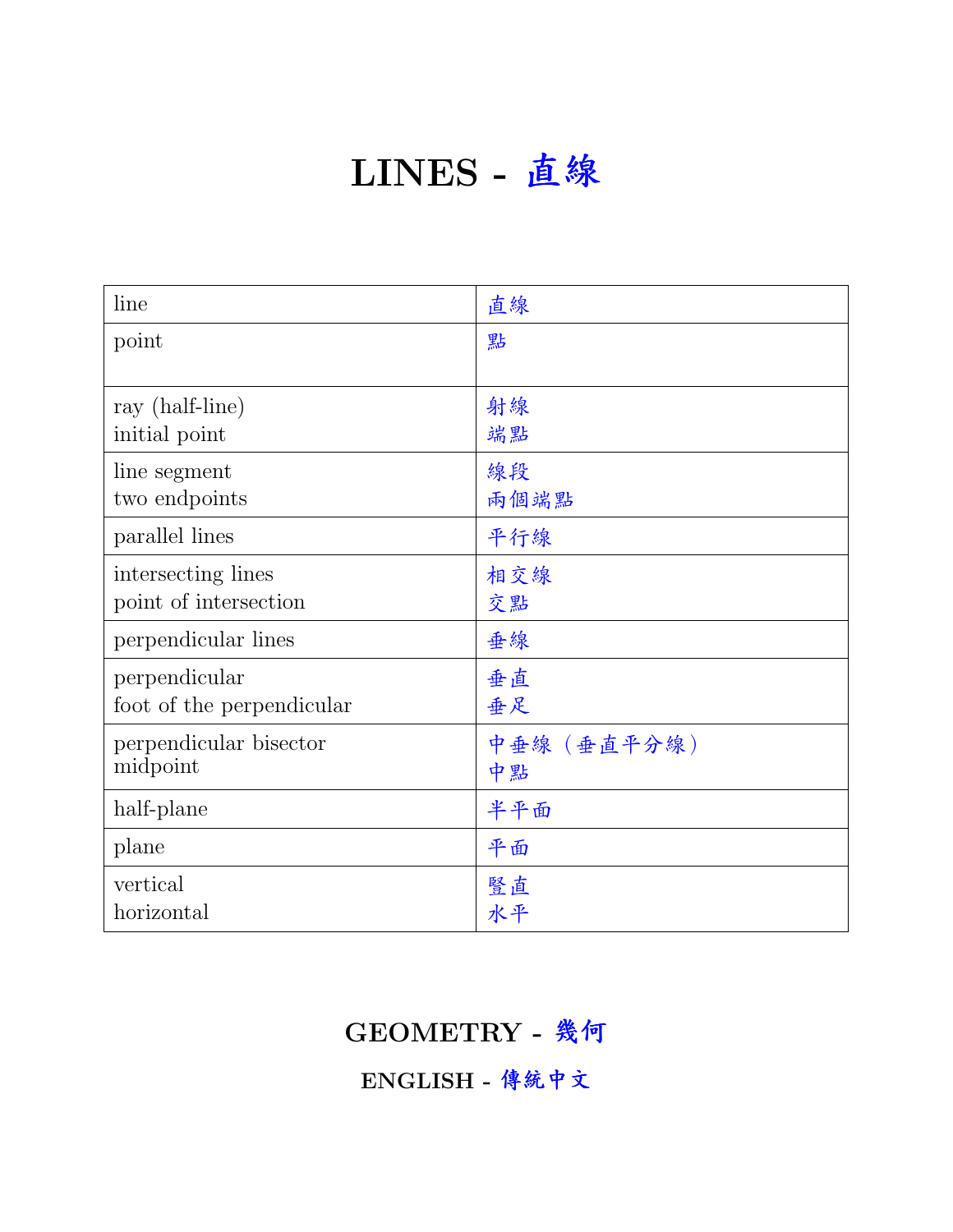# LINES - 直線

| | |
|---|---|
| line | 直線 |
| point | 點 |
| ray (half-line)<br>initial point | 射線<br>端點 |
| line segment<br>two endpoints | 線段<br>兩個端點 |
| parallel lines | 平行線 |
| intersecting lines<br>point of intersection | 相交線<br>交點 |
| perpendicular lines | 垂線 |
| perpendicular<br>foot of the perpendicular | 垂直<br>垂足 |
| perpendicular bisector<br>midpoint | 中垂線（垂直平分線）<br>中點 |
| half-plane | 半平面 |
| plane | 平面 |
| vertical<br>horizontal | 豎直<br>水平 |

## GEOMETRY - 幾何

### ENGLISH - 傳統中文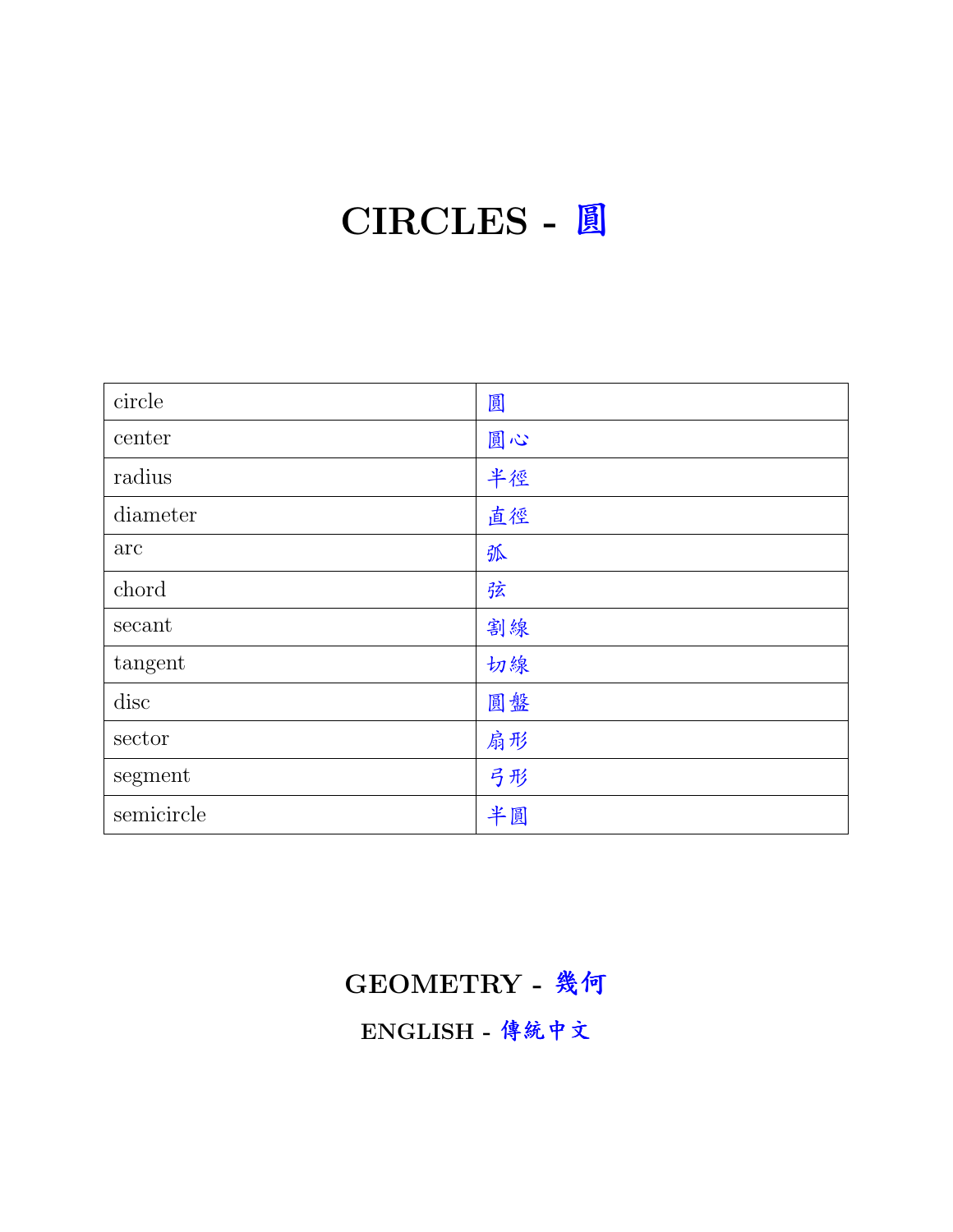# CIRCLES - 圓

| circle | 圓 |
|---|---|
| center | 圓心 |
| radius | 半徑 |
| diameter | 直徑 |
| arc | 弧 |
| chord | 弦 |
| secant | 割線 |
| tangent | 切線 |
| disc | 圓盤 |
| sector | 扇形 |
| segment | 弓形 |
| semicircle | 半圓 |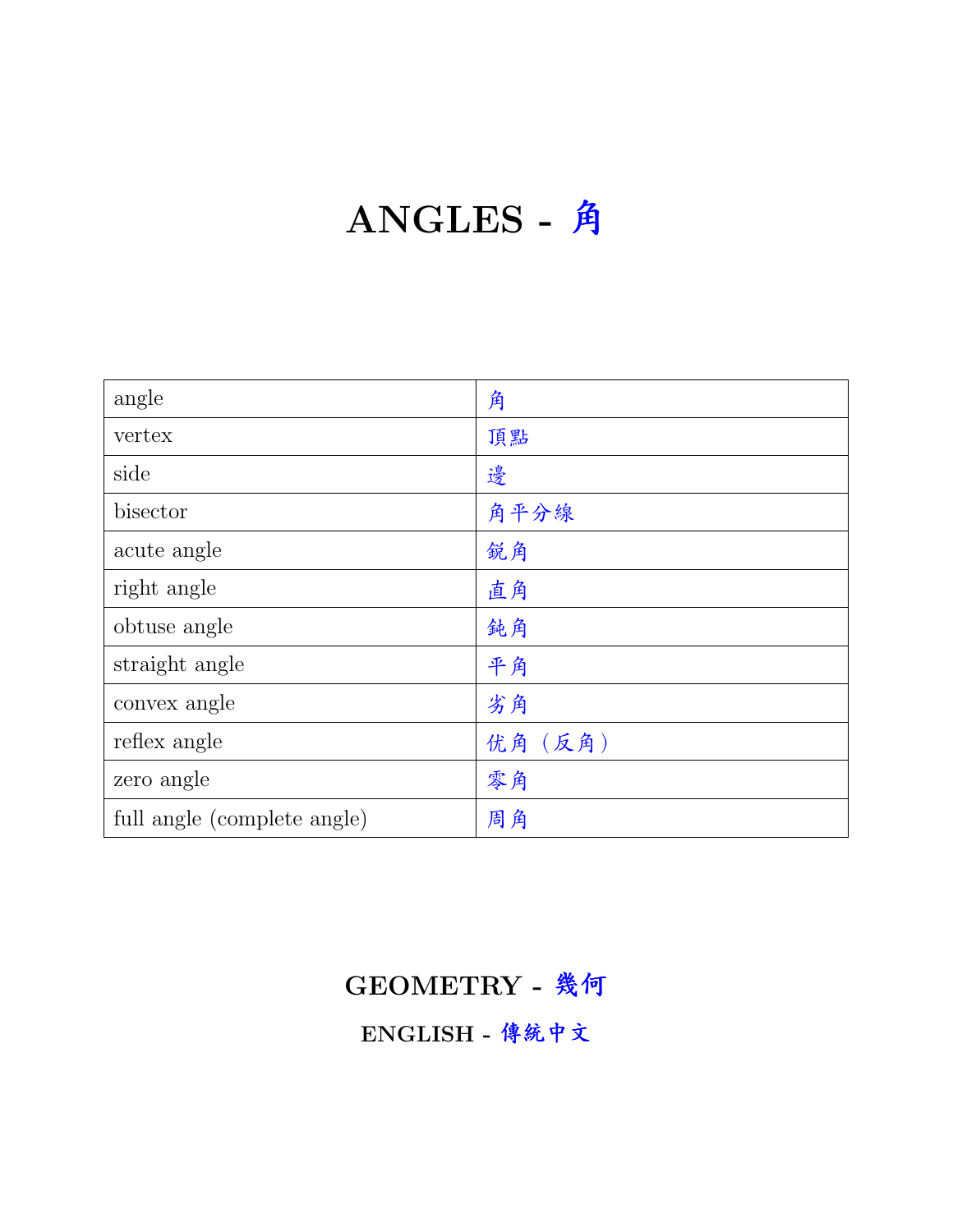# ANGLES - 角

| angle | 角 |
|---|---|
| vertex | 頂點 |
| side | 邊 |
| bisector | 角平分線 |
| acute angle | 鋭角 |
| right angle | 直角 |
| obtuse angle | 鈍角 |
| straight angle | 平角 |
| convex angle | 劣角 |
| reflex angle | 优角（反角） |
| zero angle | 零角 |
| full angle (complete angle) | 周角 |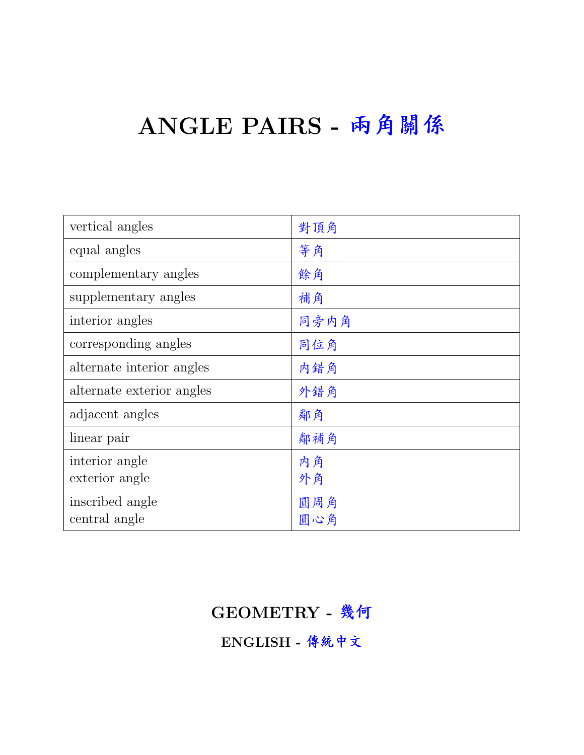# ANGLE PAIRS - 兩角關係

| vertical angles | 對頂角 |
|---|---|
| equal angles | 等角 |
| complementary angles | 餘角 |
| supplementary angles | 補角 |
| interior angles | 同旁內角 |
| corresponding angles | 同位角 |
| alternate interior angles | 內錯角 |
| alternate exterior angles | 外錯角 |
| adjacent angles | 鄰角 |
| linear pair | 鄰補角 |
| interior angle<br>exterior angle | 內角<br>外角 |
| inscribed angle<br>central angle | 圓周角<br>圓心角 |

## GEOMETRY - 幾何

### ENGLISH - 傳統中文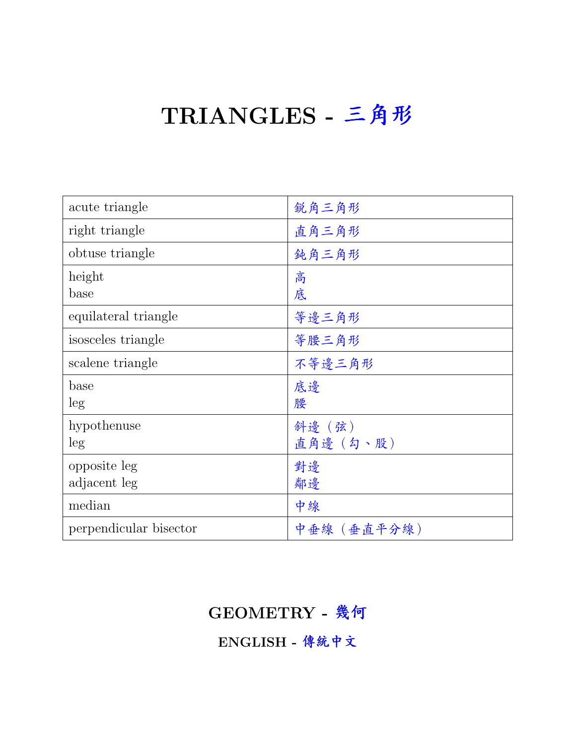# TRIANGLES - 三角形

| | |
|---|---|
| acute triangle | 鋭角三角形 |
| right triangle | 直角三角形 |
| obtuse triangle | 鈍角三角形 |
| height<br>base | 高<br>底 |
| equilateral triangle | 等邊三角形 |
| isosceles triangle | 等腰三角形 |
| scalene triangle | 不等邊三角形 |
| base<br>leg | 底邊<br>腰 |
| hypothenuse<br>leg | 斜邊（弦）<br>直角邊（勾、股） |
| opposite leg<br>adjacent leg | 對邊<br>鄰邊 |
| median | 中線 |
| perpendicular bisector | 中垂線（垂直平分線） |

**GEOMETRY - 幾何**

**ENGLISH - 傳統中文**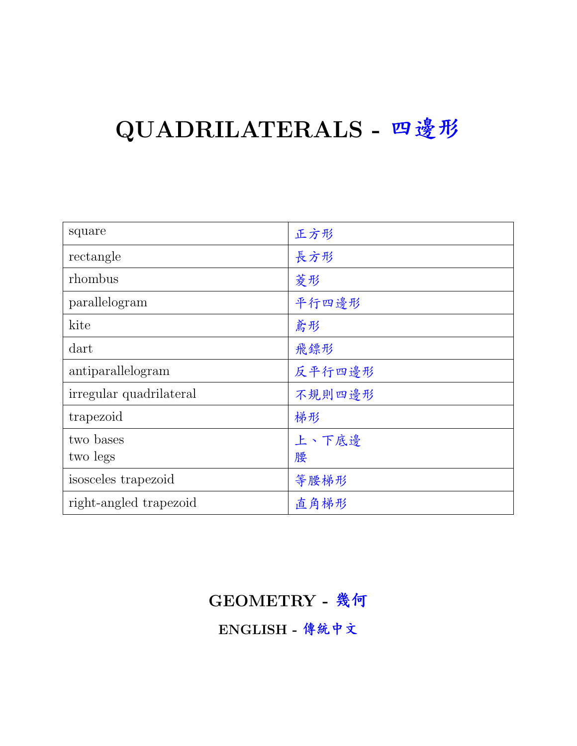# QUADRILATERALS - 四邊形

| | |
|---|---|
| square | 正方形 |
| rectangle | 長方形 |
| rhombus | 菱形 |
| parallelogram | 平行四邊形 |
| kite | 鳶形 |
| dart | 飛鏢形 |
| antiparallelogram | 反平行四邊形 |
| irregular quadrilateral | 不規則四邊形 |
| trapezoid | 梯形 |
| two bases<br>two legs | 上、下底邊<br>腰 |
| isosceles trapezoid | 等腰梯形 |
| right-angled trapezoid | 直角梯形 |

**GEOMETRY - 幾何**

**ENGLISH - 傳統中文**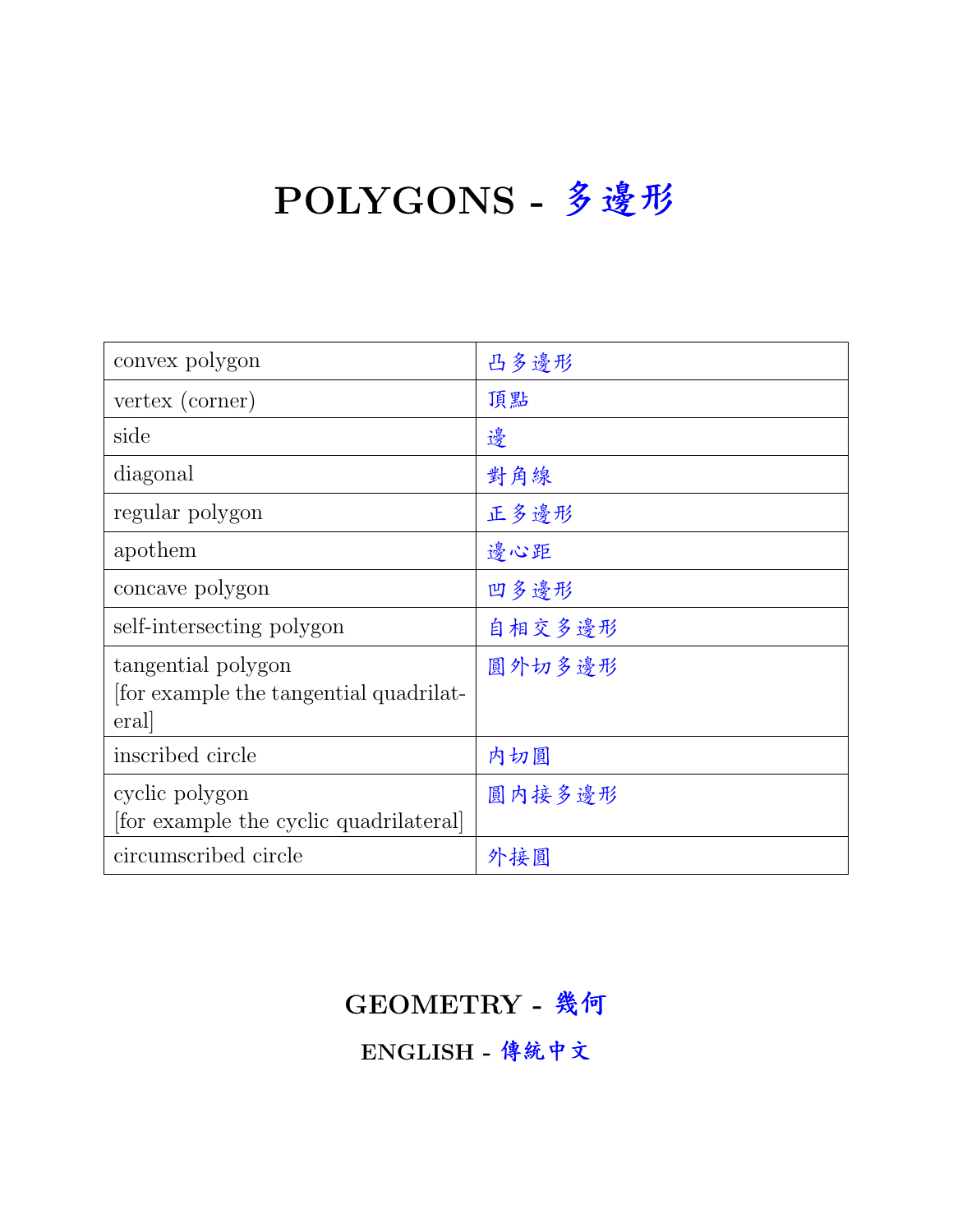# POLYGONS - 多邊形

| convex polygon | 凸多邊形 |
|---|---|
| vertex (corner) | 頂點 |
| side | 邊 |
| diagonal | 對角線 |
| regular polygon | 正多邊形 |
| apothem | 邊心距 |
| concave polygon | 凹多邊形 |
| self-intersecting polygon | 自相交多邊形 |
| tangential polygon [for example the tangential quadrilateral] | 圓外切多邊形 |
| inscribed circle | 內切圓 |
| cyclic polygon [for example the cyclic quadrilateral] | 圓內接多邊形 |
| circumscribed circle | 外接圓 |

**GEOMETRY - 幾何**

**ENGLISH - 傳統中文**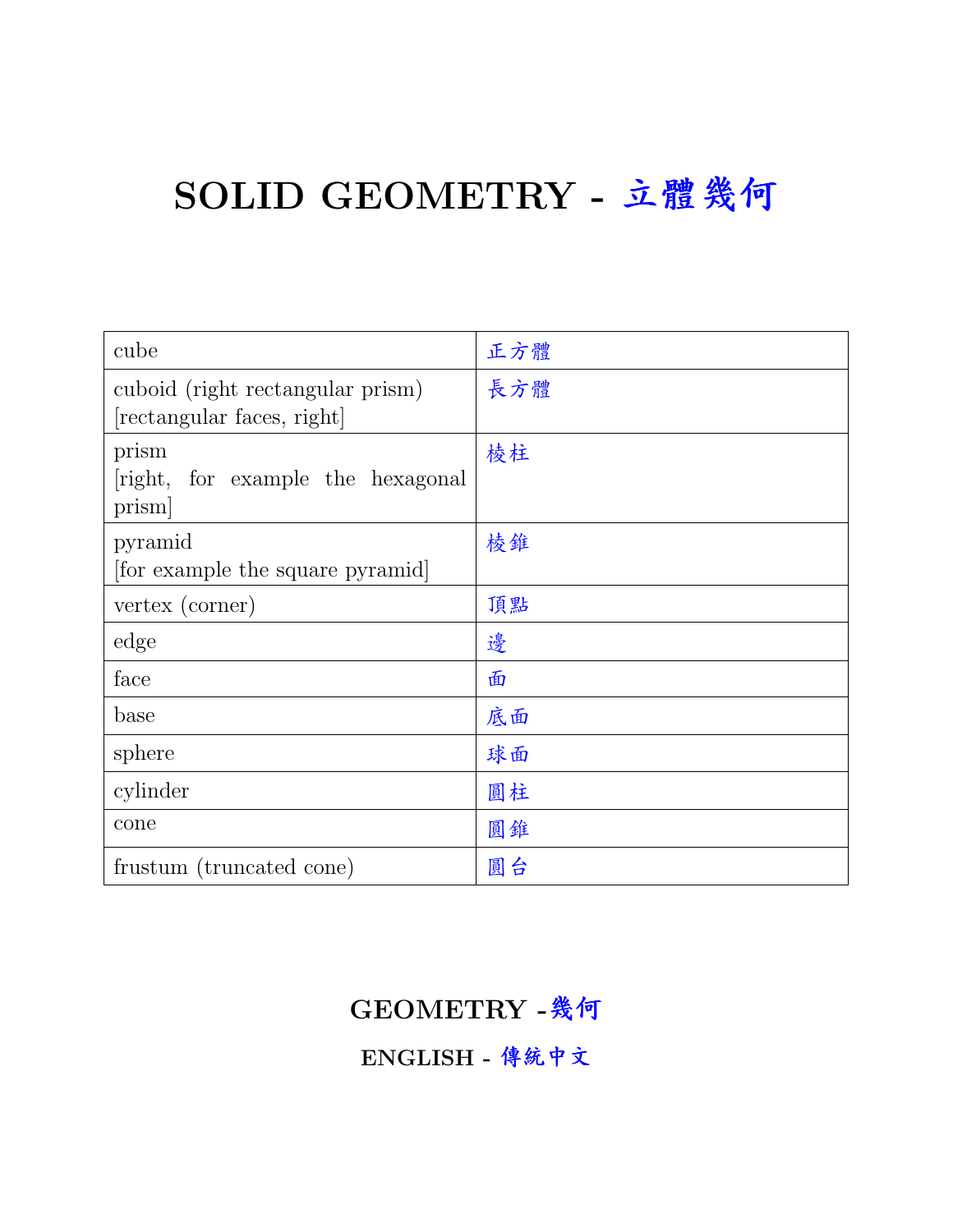# SOLID GEOMETRY - 立體幾何

| | |
|---|---|
| cube | 正方體 |
| cuboid (right rectangular prism) [rectangular faces, right] | 長方體 |
| prism [right, for example the hexagonal prism] | 棱柱 |
| pyramid [for example the square pyramid] | 棱錐 |
| vertex (corner) | 頂點 |
| edge | 邊 |
| face | 面 |
| base | 底面 |
| sphere | 球面 |
| cylinder | 圓柱 |
| cone | 圓錐 |
| frustum (truncated cone) | 圓台 |

**GEOMETRY -幾何**

**ENGLISH - 傳統中文**